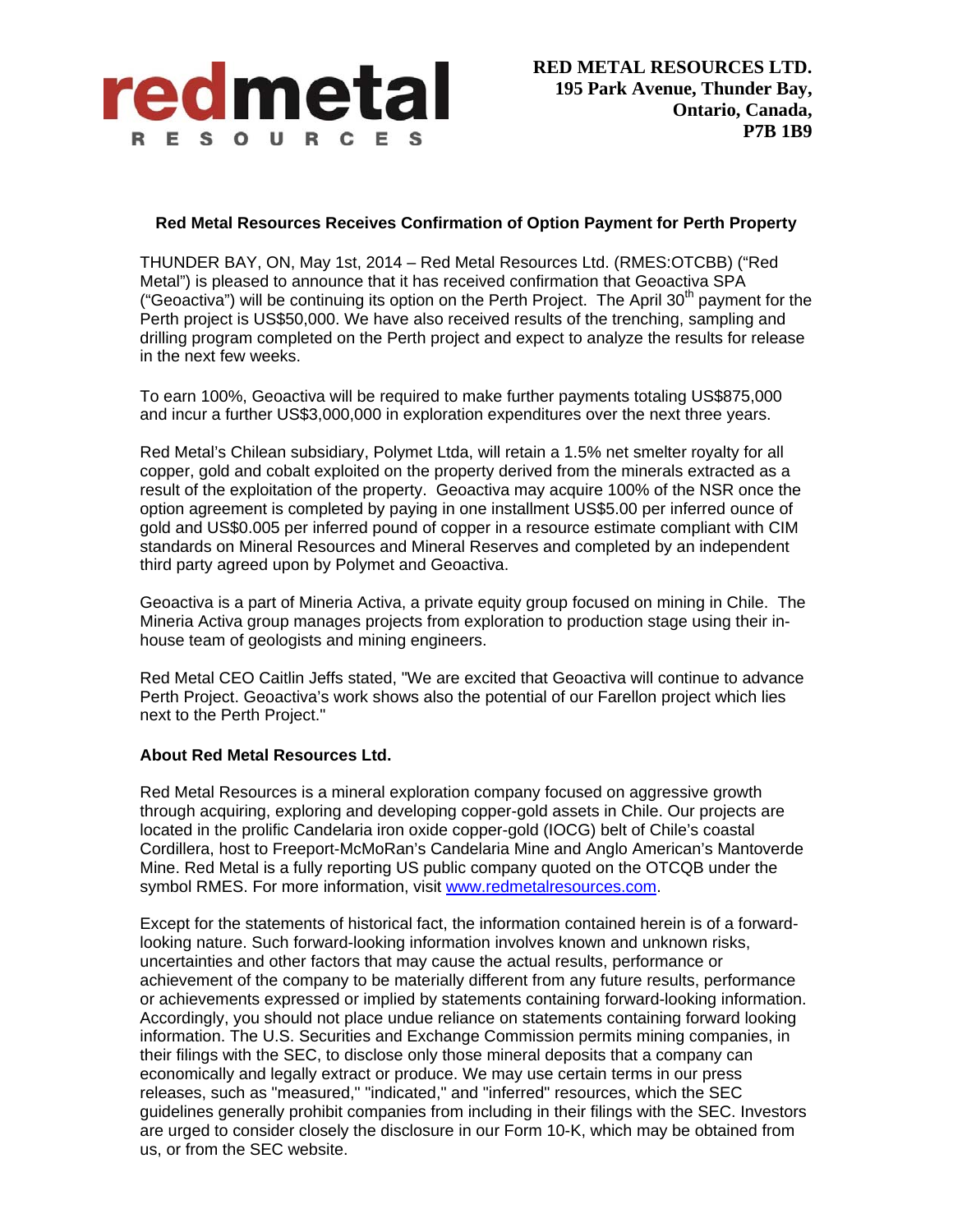**RED METAL RESOURCES LTD.**
**195 Park Avenue, Thunder Bay,**
**Ontario, Canada,**
**P7B 1B9**

## Red Metal Resources Receives Confirmation of Option Payment for Perth Property

THUNDER BAY, ON, May 1st, 2014 – Red Metal Resources Ltd. (RMES:OTCBB) ("Red Metal") is pleased to announce that it has received confirmation that Geoactiva SPA ("Geoactiva") will be continuing its option on the Perth Project. The April 30th payment for the Perth project is US$50,000. We have also received results of the trenching, sampling and drilling program completed on the Perth project and expect to analyze the results for release in the next few weeks.

To earn 100%, Geoactiva will be required to make further payments totaling US$875,000 and incur a further US$3,000,000 in exploration expenditures over the next three years.

Red Metal's Chilean subsidiary, Polymet Ltda, will retain a 1.5% net smelter royalty for all copper, gold and cobalt exploited on the property derived from the minerals extracted as a result of the exploitation of the property. Geoactiva may acquire 100% of the NSR once the option agreement is completed by paying in one installment US$5.00 per inferred ounce of gold and US$0.005 per inferred pound of copper in a resource estimate compliant with CIM standards on Mineral Resources and Mineral Reserves and completed by an independent third party agreed upon by Polymet and Geoactiva.

Geoactiva is a part of Mineria Activa, a private equity group focused on mining in Chile. The Mineria Activa group manages projects from exploration to production stage using their in-house team of geologists and mining engineers.

Red Metal CEO Caitlin Jeffs stated, "We are excited that Geoactiva will continue to advance Perth Project. Geoactiva's work shows also the potential of our Farellon project which lies next to the Perth Project."

### About Red Metal Resources Ltd.

Red Metal Resources is a mineral exploration company focused on aggressive growth through acquiring, exploring and developing copper-gold assets in Chile. Our projects are located in the prolific Candelaria iron oxide copper-gold (IOCG) belt of Chile's coastal Cordillera, host to Freeport-McMoRan's Candelaria Mine and Anglo American's Mantoverde Mine. Red Metal is a fully reporting US public company quoted on the OTCQB under the symbol RMES. For more information, visit www.redmetalresources.com.

Except for the statements of historical fact, the information contained herein is of a forward-looking nature. Such forward-looking information involves known and unknown risks, uncertainties and other factors that may cause the actual results, performance or achievement of the company to be materially different from any future results, performance or achievements expressed or implied by statements containing forward-looking information. Accordingly, you should not place undue reliance on statements containing forward looking information. The U.S. Securities and Exchange Commission permits mining companies, in their filings with the SEC, to disclose only those mineral deposits that a company can economically and legally extract or produce. We may use certain terms in our press releases, such as "measured," "indicated," and "inferred" resources, which the SEC guidelines generally prohibit companies from including in their filings with the SEC. Investors are urged to consider closely the disclosure in our Form 10-K, which may be obtained from us, or from the SEC website.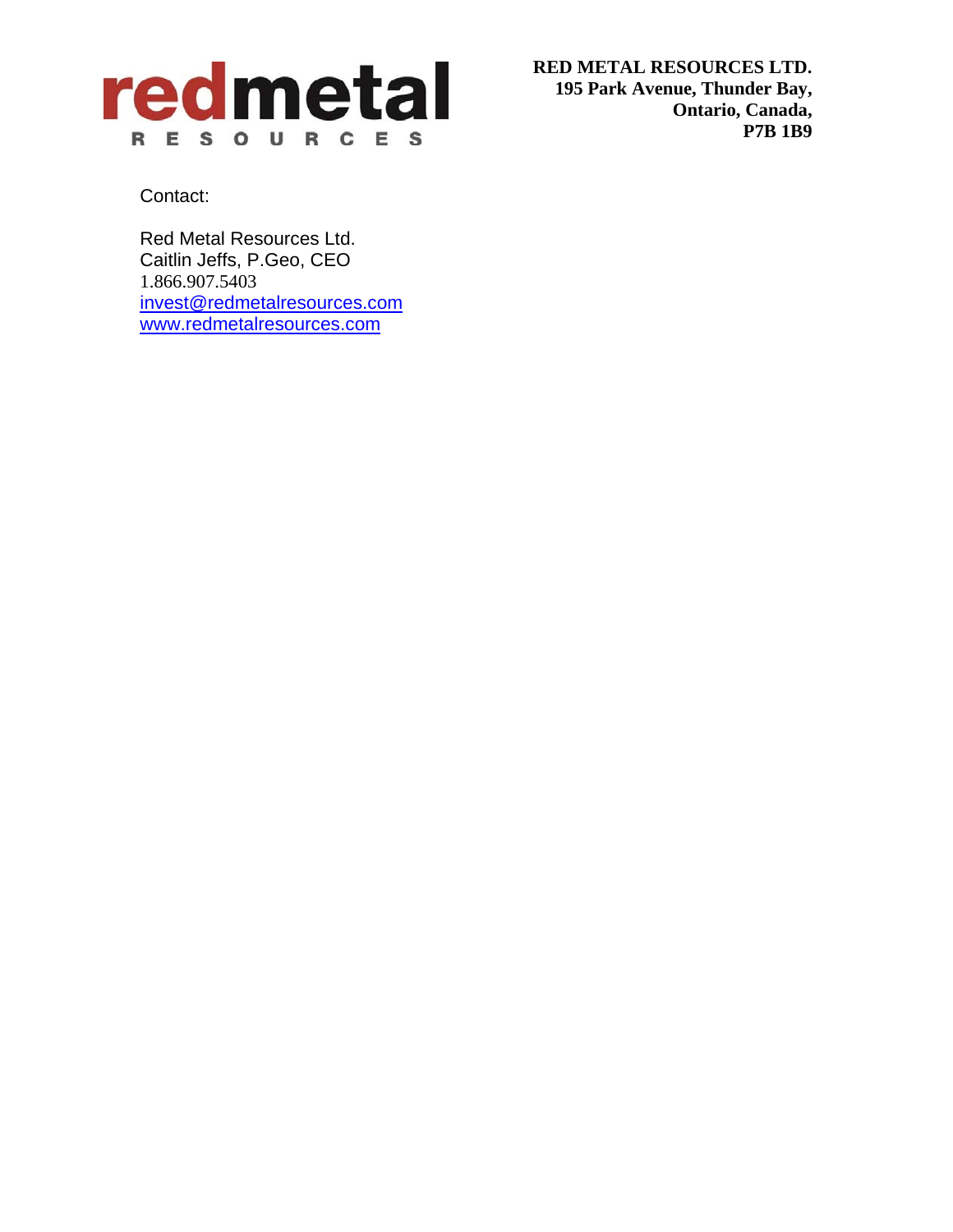**redmetal**
**RESOURCES**

**RED METAL RESOURCES LTD.**
**195 Park Avenue, Thunder Bay,**
**Ontario, Canada,**
**P7B 1B9**

Contact:

Red Metal Resources Ltd.
Caitlin Jeffs, P.Geo, CEO
1.866.907.5403
invest@redmetalresources.com
www.redmetalresources.com